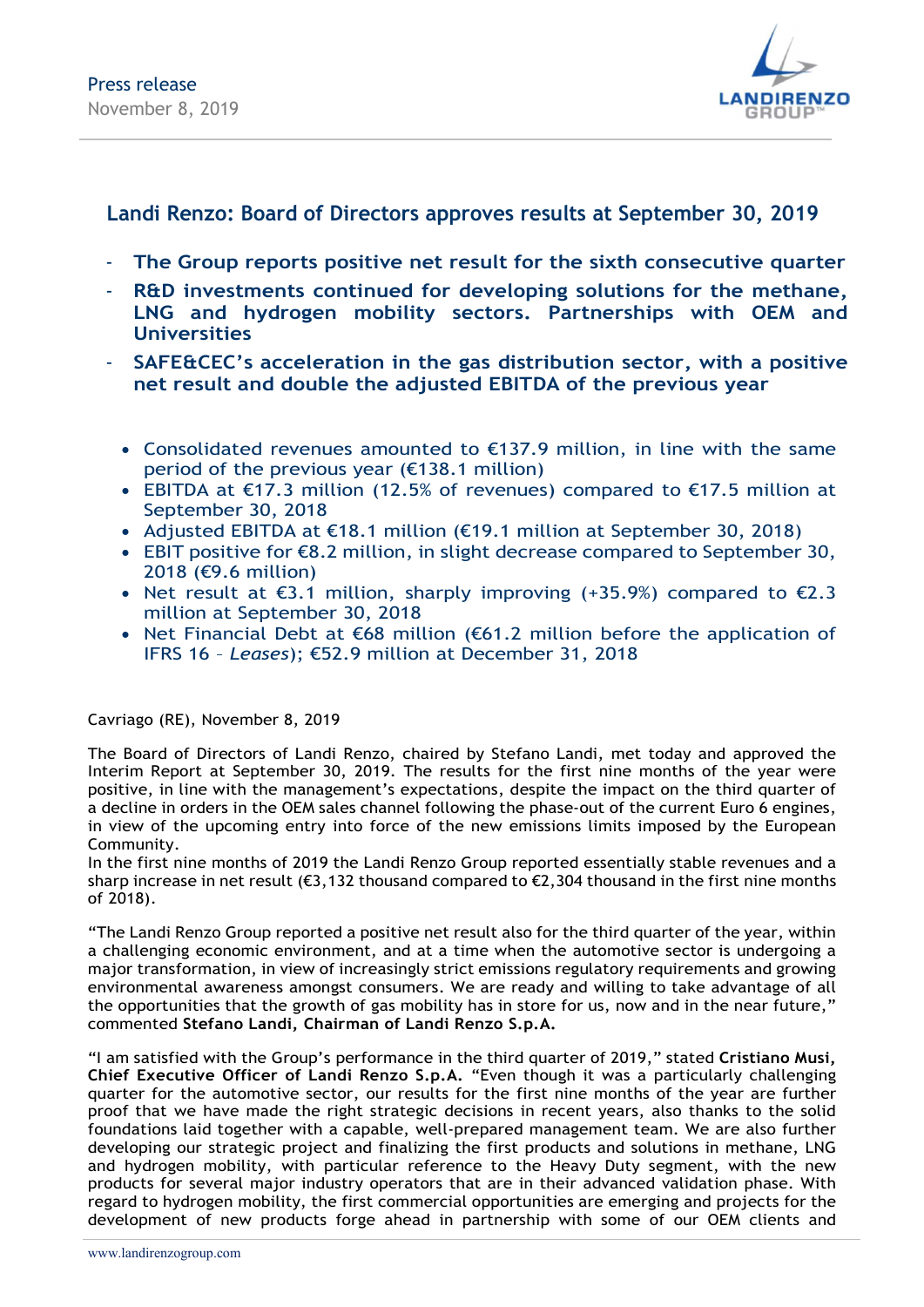Press release
November 8, 2019

# Landi Renzo: Board of Directors approves results at September 30, 2019

- **The Group reports positive net result for the sixth consecutive quarter**
- **R&D investments continued for developing solutions for the methane, LNG and hydrogen mobility sectors. Partnerships with OEM and Universities**
- **SAFE&CEC's acceleration in the gas distribution sector, with a positive net result and double the adjusted EBITDA of the previous year**

- Consolidated revenues amounted to €137.9 million, in line with the same period of the previous year (€138.1 million)
- EBITDA at €17.3 million (12.5% of revenues) compared to €17.5 million at September 30, 2018
- Adjusted EBITDA at €18.1 million (€19.1 million at September 30, 2018)
- EBIT positive for €8.2 million, in slight decrease compared to September 30, 2018 (€9.6 million)
- Net result at €3.1 million, sharply improving (+35.9%) compared to €2.3 million at September 30, 2018
- Net Financial Debt at €68 million (€61.2 million before the application of IFRS 16 – *Leases*); €52.9 million at December 31, 2018

Cavriago (RE), November 8, 2019

The Board of Directors of Landi Renzo, chaired by Stefano Landi, met today and approved the Interim Report at September 30, 2019. The results for the first nine months of the year were positive, in line with the management's expectations, despite the impact on the third quarter of a decline in orders in the OEM sales channel following the phase-out of the current Euro 6 engines, in view of the upcoming entry into force of the new emissions limits imposed by the European Community.
In the first nine months of 2019 the Landi Renzo Group reported essentially stable revenues and a sharp increase in net result (€3,132 thousand compared to €2,304 thousand in the first nine months of 2018).

"The Landi Renzo Group reported a positive net result also for the third quarter of the year, within a challenging economic environment, and at a time when the automotive sector is undergoing a major transformation, in view of increasingly strict emissions regulatory requirements and growing environmental awareness amongst consumers. We are ready and willing to take advantage of all the opportunities that the growth of gas mobility has in store for us, now and in the near future," commented **Stefano Landi, Chairman of Landi Renzo S.p.A.**

"I am satisfied with the Group's performance in the third quarter of 2019," stated **Cristiano Musi, Chief Executive Officer of Landi Renzo S.p.A.** "Even though it was a particularly challenging quarter for the automotive sector, our results for the first nine months of the year are further proof that we have made the right strategic decisions in recent years, also thanks to the solid foundations laid together with a capable, well-prepared management team. We are also further developing our strategic project and finalizing the first products and solutions in methane, LNG and hydrogen mobility, with particular reference to the Heavy Duty segment, with the new products for several major industry operators that are in their advanced validation phase. With regard to hydrogen mobility, the first commercial opportunities are emerging and projects for the development of new products forge ahead in partnership with some of our OEM clients and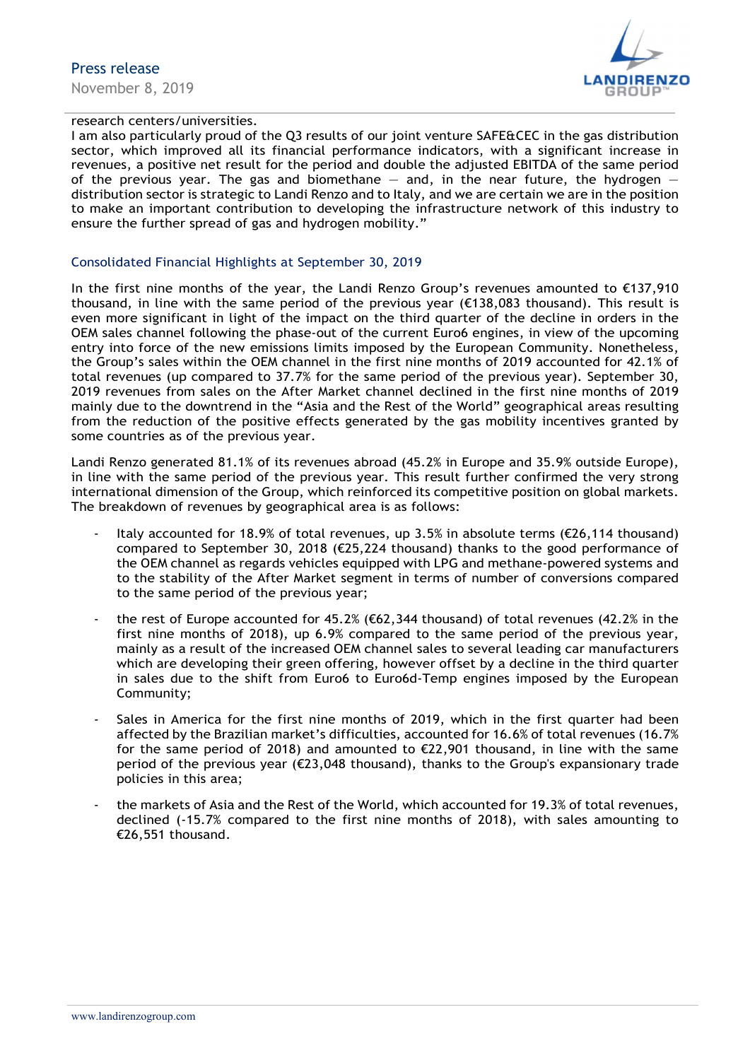research centers/universities.
I am also particularly proud of the Q3 results of our joint venture SAFE&CEC in the gas distribution sector, which improved all its financial performance indicators, with a significant increase in revenues, a positive net result for the period and double the adjusted EBITDA of the same period of the previous year. The gas and biomethane – and, in the near future, the hydrogen – distribution sector is strategic to Landi Renzo and to Italy, and we are certain we are in the position to make an important contribution to developing the infrastructure network of this industry to ensure the further spread of gas and hydrogen mobility."

## Consolidated Financial Highlights at September 30, 2019

In the first nine months of the year, the Landi Renzo Group's revenues amounted to €137,910 thousand, in line with the same period of the previous year (€138,083 thousand). This result is even more significant in light of the impact on the third quarter of the decline in orders in the OEM sales channel following the phase-out of the current Euro6 engines, in view of the upcoming entry into force of the new emissions limits imposed by the European Community. Nonetheless, the Group's sales within the OEM channel in the first nine months of 2019 accounted for 42.1% of total revenues (up compared to 37.7% for the same period of the previous year). September 30, 2019 revenues from sales on the After Market channel declined in the first nine months of 2019 mainly due to the downtrend in the "Asia and the Rest of the World" geographical areas resulting from the reduction of the positive effects generated by the gas mobility incentives granted by some countries as of the previous year.

Landi Renzo generated 81.1% of its revenues abroad (45.2% in Europe and 35.9% outside Europe), in line with the same period of the previous year. This result further confirmed the very strong international dimension of the Group, which reinforced its competitive position on global markets. The breakdown of revenues by geographical area is as follows:

- Italy accounted for 18.9% of total revenues, up 3.5% in absolute terms (€26,114 thousand) compared to September 30, 2018 (€25,224 thousand) thanks to the good performance of the OEM channel as regards vehicles equipped with LPG and methane-powered systems and to the stability of the After Market segment in terms of number of conversions compared to the same period of the previous year;

- the rest of Europe accounted for 45.2% (€62,344 thousand) of total revenues (42.2% in the first nine months of 2018), up 6.9% compared to the same period of the previous year, mainly as a result of the increased OEM channel sales to several leading car manufacturers which are developing their green offering, however offset by a decline in the third quarter in sales due to the shift from Euro6 to Euro6d-Temp engines imposed by the European Community;

- Sales in America for the first nine months of 2019, which in the first quarter had been affected by the Brazilian market's difficulties, accounted for 16.6% of total revenues (16.7% for the same period of 2018) and amounted to €22,901 thousand, in line with the same period of the previous year (€23,048 thousand), thanks to the Group's expansionary trade policies in this area;

- the markets of Asia and the Rest of the World, which accounted for 19.3% of total revenues, declined (-15.7% compared to the first nine months of 2018), with sales amounting to €26,551 thousand.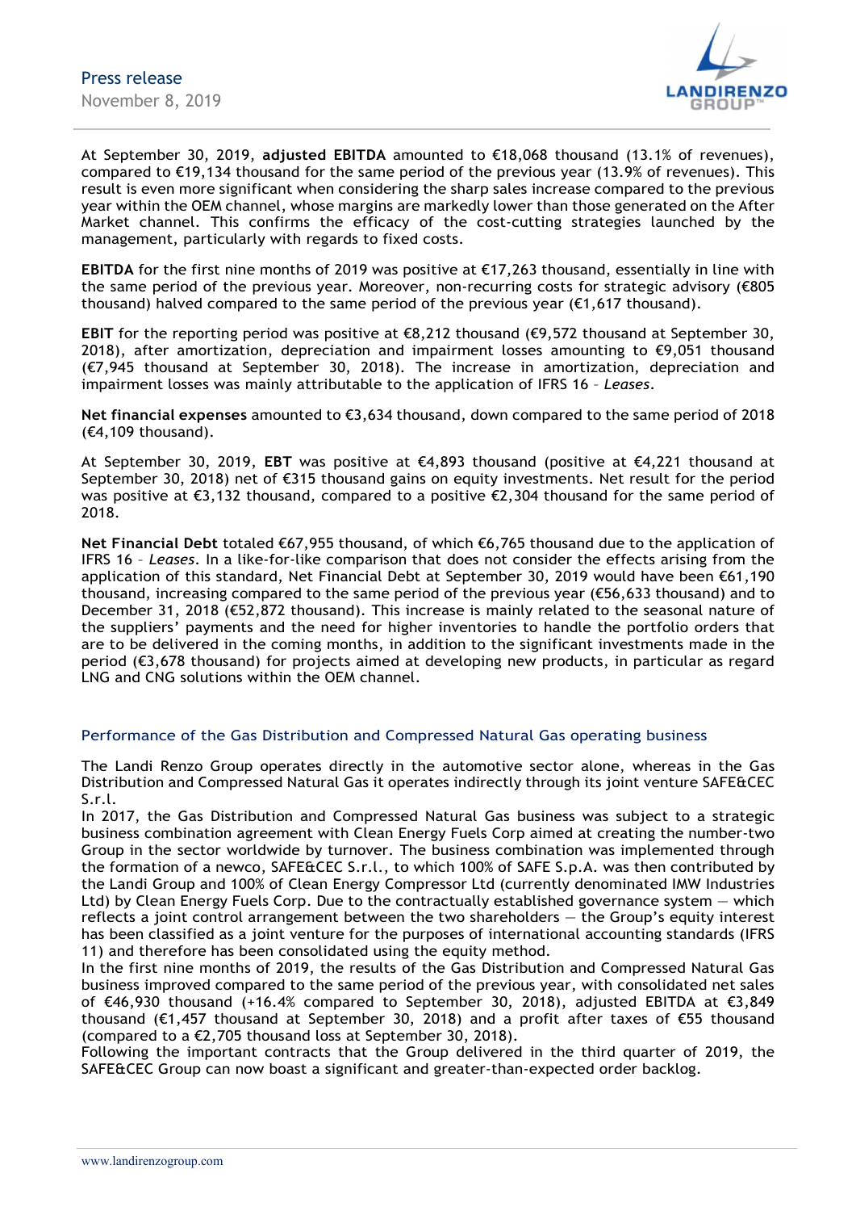At September 30, 2019, **adjusted EBITDA** amounted to €18,068 thousand (13.1% of revenues), compared to €19,134 thousand for the same period of the previous year (13.9% of revenues). This result is even more significant when considering the sharp sales increase compared to the previous year within the OEM channel, whose margins are markedly lower than those generated on the After Market channel. This confirms the efficacy of the cost-cutting strategies launched by the management, particularly with regards to fixed costs.

**EBITDA** for the first nine months of 2019 was positive at €17,263 thousand, essentially in line with the same period of the previous year. Moreover, non-recurring costs for strategic advisory (€805 thousand) halved compared to the same period of the previous year (€1,617 thousand).

**EBIT** for the reporting period was positive at €8,212 thousand (€9,572 thousand at September 30, 2018), after amortization, depreciation and impairment losses amounting to €9,051 thousand (€7,945 thousand at September 30, 2018). The increase in amortization, depreciation and impairment losses was mainly attributable to the application of IFRS 16 – *Leases*.

**Net financial expenses** amounted to €3,634 thousand, down compared to the same period of 2018 (€4,109 thousand).

At September 30, 2019, **EBT** was positive at €4,893 thousand (positive at €4,221 thousand at September 30, 2018) net of €315 thousand gains on equity investments. Net result for the period was positive at €3,132 thousand, compared to a positive €2,304 thousand for the same period of 2018.

**Net Financial Debt** totaled €67,955 thousand, of which €6,765 thousand due to the application of IFRS 16 – *Leases*. In a like-for-like comparison that does not consider the effects arising from the application of this standard, Net Financial Debt at September 30, 2019 would have been €61,190 thousand, increasing compared to the same period of the previous year (€56,633 thousand) and to December 31, 2018 (€52,872 thousand). This increase is mainly related to the seasonal nature of the suppliers' payments and the need for higher inventories to handle the portfolio orders that are to be delivered in the coming months, in addition to the significant investments made in the period (€3,678 thousand) for projects aimed at developing new products, in particular as regard LNG and CNG solutions within the OEM channel.

## Performance of the Gas Distribution and Compressed Natural Gas operating business

The Landi Renzo Group operates directly in the automotive sector alone, whereas in the Gas Distribution and Compressed Natural Gas it operates indirectly through its joint venture SAFE&CEC S.r.l.

In 2017, the Gas Distribution and Compressed Natural Gas business was subject to a strategic business combination agreement with Clean Energy Fuels Corp aimed at creating the number-two Group in the sector worldwide by turnover. The business combination was implemented through the formation of a newco, SAFE&CEC S.r.l., to which 100% of SAFE S.p.A. was then contributed by the Landi Group and 100% of Clean Energy Compressor Ltd (currently denominated IMW Industries Ltd) by Clean Energy Fuels Corp. Due to the contractually established governance system — which reflects a joint control arrangement between the two shareholders — the Group's equity interest has been classified as a joint venture for the purposes of international accounting standards (IFRS 11) and therefore has been consolidated using the equity method.

In the first nine months of 2019, the results of the Gas Distribution and Compressed Natural Gas business improved compared to the same period of the previous year, with consolidated net sales of €46,930 thousand (+16.4% compared to September 30, 2018), adjusted EBITDA at €3,849 thousand (€1,457 thousand at September 30, 2018) and a profit after taxes of €55 thousand (compared to a €2,705 thousand loss at September 30, 2018).

Following the important contracts that the Group delivered in the third quarter of 2019, the SAFE&CEC Group can now boast a significant and greater-than-expected order backlog.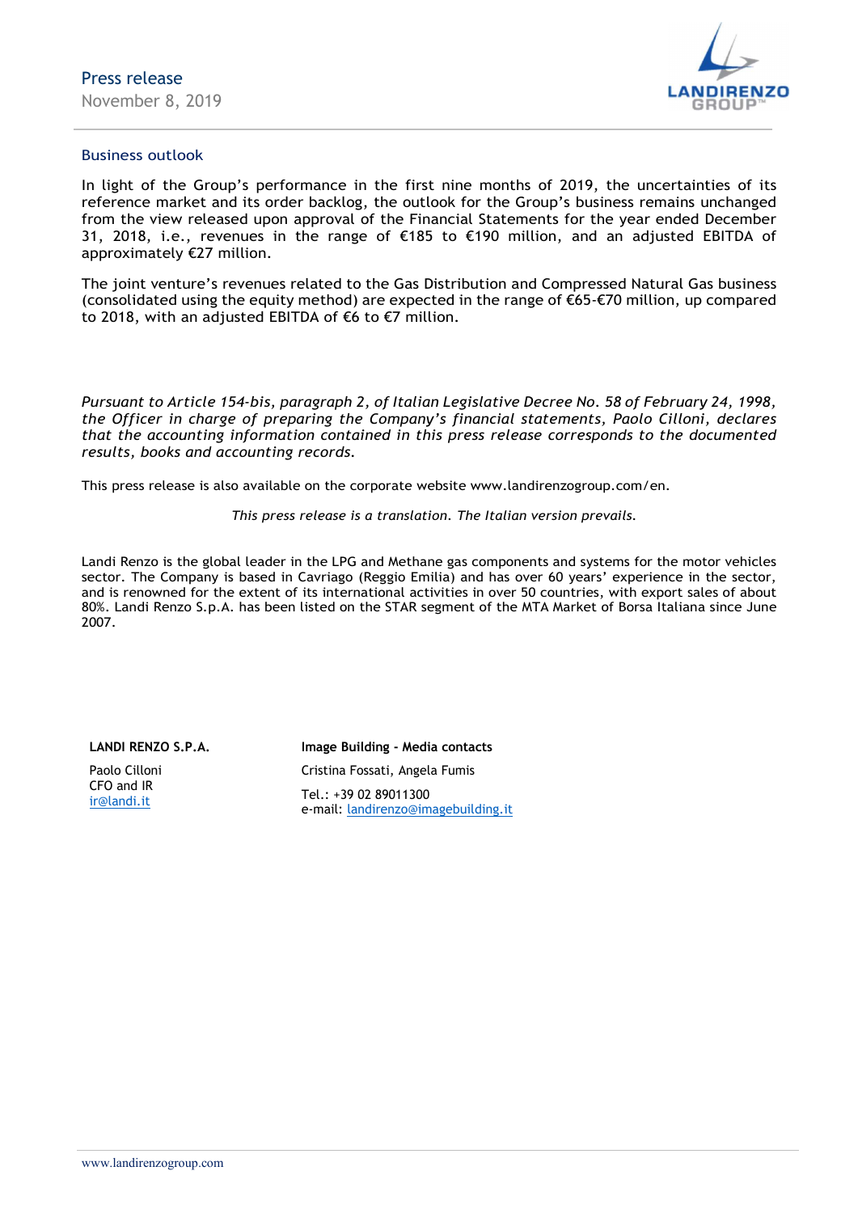## Business outlook

In light of the Group's performance in the first nine months of 2019, the uncertainties of its reference market and its order backlog, the outlook for the Group's business remains unchanged from the view released upon approval of the Financial Statements for the year ended December 31, 2018, i.e., revenues in the range of €185 to €190 million, and an adjusted EBITDA of approximately €27 million.

The joint venture's revenues related to the Gas Distribution and Compressed Natural Gas business (consolidated using the equity method) are expected in the range of €65-€70 million, up compared to 2018, with an adjusted EBITDA of €6 to €7 million.

*Pursuant to Article 154-bis, paragraph 2, of Italian Legislative Decree No. 58 of February 24, 1998, the Officer in charge of preparing the Company's financial statements, Paolo Cilloni, declares that the accounting information contained in this press release corresponds to the documented results, books and accounting records.*

This press release is also available on the corporate website www.landirenzogroup.com/en.

*This press release is a translation. The Italian version prevails.*

Landi Renzo is the global leader in the LPG and Methane gas components and systems for the motor vehicles sector. The Company is based in Cavriago (Reggio Emilia) and has over 60 years' experience in the sector, and is renowned for the extent of its international activities in over 50 countries, with export sales of about 80%. Landi Renzo S.p.A. has been listed on the STAR segment of the MTA Market of Borsa Italiana since June 2007.

**LANDI RENZO S.P.A.**

Paolo Cilloni
CFO and IR
ir@landi.it

**Image Building - Media contacts**

Cristina Fossati, Angela Fumis

Tel.: +39 02 89011300
e-mail: landirenzo@imagebuilding.it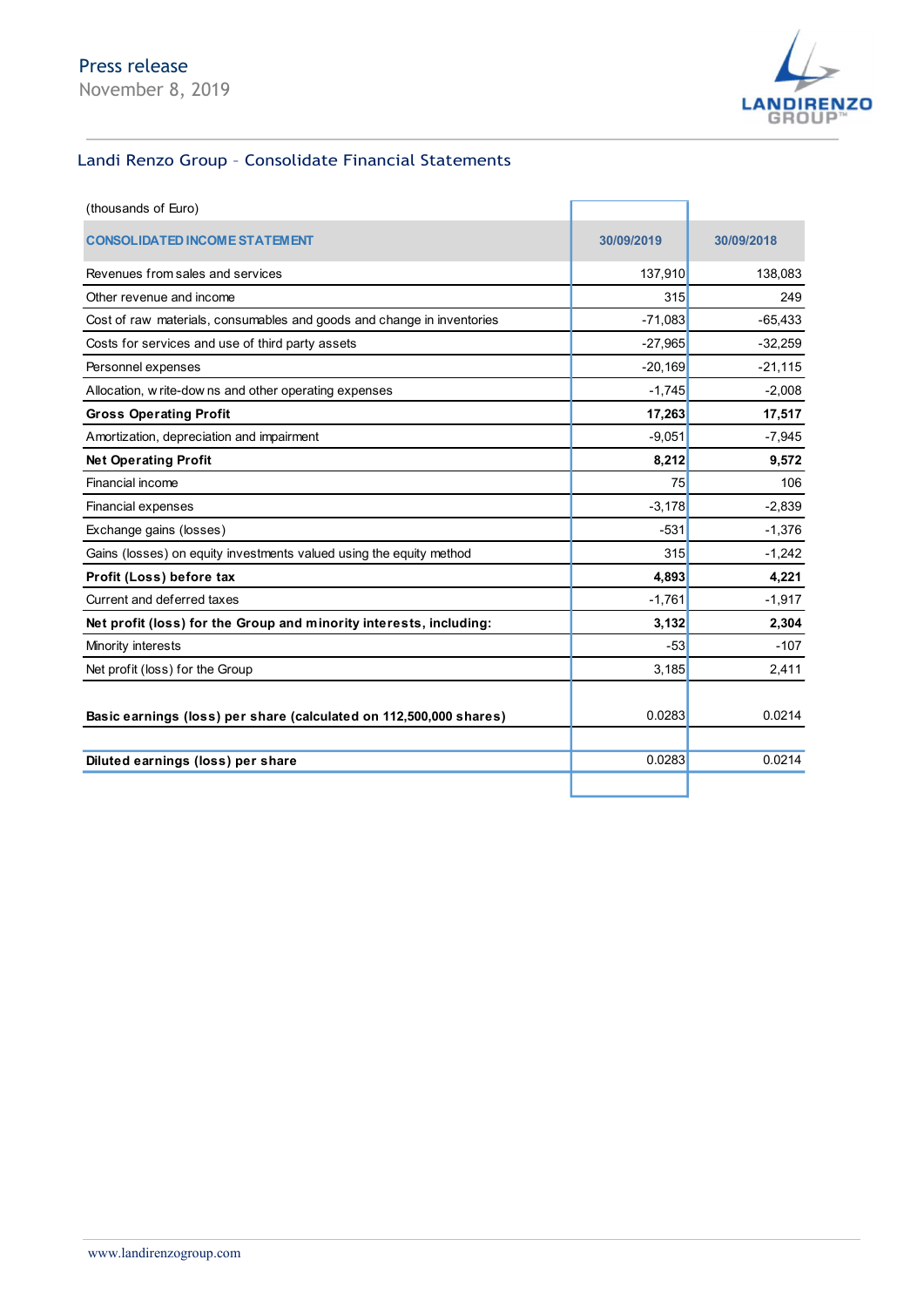## Landi Renzo Group – Consolidate Financial Statements

(thousands of Euro)

| CONSOLIDATED INCOME STATEMENT | 30/09/2019 | 30/09/2018 |
|---|---|---|
| Revenues from sales and services | 137,910 | 138,083 |
| Other revenue and income | 315 | 249 |
| Cost of raw materials, consumables and goods and change in inventories | -71,083 | -65,433 |
| Costs for services and use of third party assets | -27,965 | -32,259 |
| Personnel expenses | -20,169 | -21,115 |
| Allocation, write-downs and other operating expenses | -1,745 | -2,008 |
| **Gross Operating Profit** | **17,263** | **17,517** |
| Amortization, depreciation and impairment | -9,051 | -7,945 |
| **Net Operating Profit** | **8,212** | **9,572** |
| Financial income | 75 | 106 |
| Financial expenses | -3,178 | -2,839 |
| Exchange gains (losses) | -531 | -1,376 |
| Gains (losses) on equity investments valued using the equity method | 315 | -1,242 |
| **Profit (Loss) before tax** | **4,893** | **4,221** |
| Current and deferred taxes | -1,761 | -1,917 |
| **Net profit (loss) for the Group and minority interests, including:** | **3,132** | **2,304** |
| Minority interests | -53 | -107 |
| Net profit (loss) for the Group | 3,185 | 2,411 |
| **Basic earnings (loss) per share (calculated on 112,500,000 shares)** | 0.0283 | 0.0214 |
| **Diluted earnings (loss) per share** | 0.0283 | 0.0214 |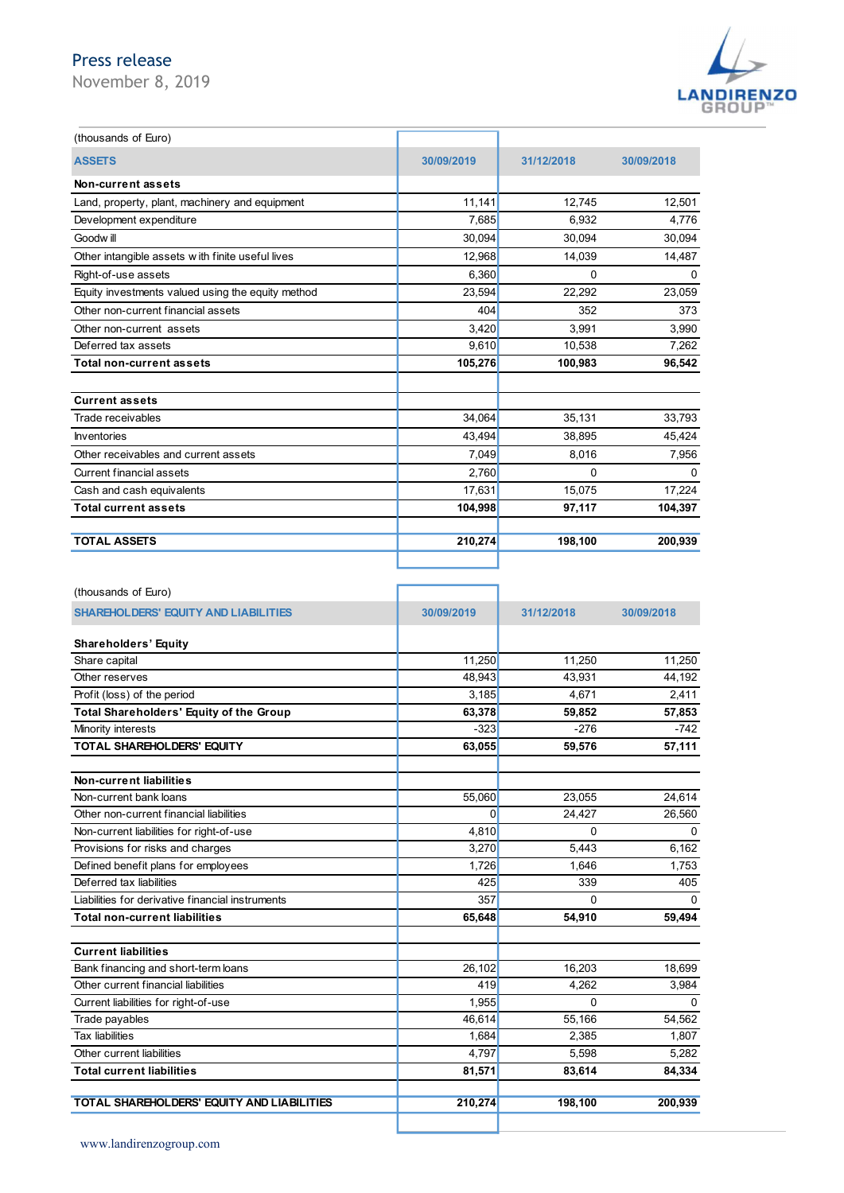(thousands of Euro)

| ASSETS | 30/09/2019 | 31/12/2018 | 30/09/2018 |
|---|---|---|---|
| **Non-current assets** | | | |
| Land, property, plant, machinery and equipment | 11,141 | 12,745 | 12,501 |
| Development expenditure | 7,685 | 6,932 | 4,776 |
| Goodwill | 30,094 | 30,094 | 30,094 |
| Other intangible assets with finite useful lives | 12,968 | 14,039 | 14,487 |
| Right-of-use assets | 6,360 | 0 | 0 |
| Equity investments valued using the equity method | 23,594 | 22,292 | 23,059 |
| Other non-current financial assets | 404 | 352 | 373 |
| Other non-current assets | 3,420 | 3,991 | 3,990 |
| Deferred tax assets | 9,610 | 10,538 | 7,262 |
| **Total non-current assets** | **105,276** | **100,983** | **96,542** |
| | | | |
| **Current assets** | | | |
| Trade receivables | 34,064 | 35,131 | 33,793 |
| Inventories | 43,494 | 38,895 | 45,424 |
| Other receivables and current assets | 7,049 | 8,016 | 7,956 |
| Current financial assets | 2,760 | 0 | 0 |
| Cash and cash equivalents | 17,631 | 15,075 | 17,224 |
| **Total current assets** | **104,998** | **97,117** | **104,397** |
| | | | |
| **TOTAL ASSETS** | **210,274** | **198,100** | **200,939** |

(thousands of Euro)

| SHAREHOLDERS' EQUITY AND LIABILITIES | 30/09/2019 | 31/12/2018 | 30/09/2018 |
|---|---|---|---|
| **Shareholders' Equity** | | | |
| Share capital | 11,250 | 11,250 | 11,250 |
| Other reserves | 48,943 | 43,931 | 44,192 |
| Profit (loss) of the period | 3,185 | 4,671 | 2,411 |
| **Total Shareholders' Equity of the Group** | **63,378** | **59,852** | **57,853** |
| Minority interests | -323 | -276 | -742 |
| **TOTAL SHAREHOLDERS' EQUITY** | **63,055** | **59,576** | **57,111** |
| | | | |
| **Non-current liabilities** | | | |
| Non-current bank loans | 55,060 | 23,055 | 24,614 |
| Other non-current financial liabilities | 0 | 24,427 | 26,560 |
| Non-current liabilities for right-of-use | 4,810 | 0 | 0 |
| Provisions for risks and charges | 3,270 | 5,443 | 6,162 |
| Defined benefit plans for employees | 1,726 | 1,646 | 1,753 |
| Deferred tax liabilities | 425 | 339 | 405 |
| Liabilities for derivative financial instruments | 357 | 0 | 0 |
| **Total non-current liabilities** | **65,648** | **54,910** | **59,494** |
| | | | |
| **Current liabilities** | | | |
| Bank financing and short-term loans | 26,102 | 16,203 | 18,699 |
| Other current financial liabilities | 419 | 4,262 | 3,984 |
| Current liabilities for right-of-use | 1,955 | 0 | 0 |
| Trade payables | 46,614 | 55,166 | 54,562 |
| Tax liabilities | 1,684 | 2,385 | 1,807 |
| Other current liabilities | 4,797 | 5,598 | 5,282 |
| **Total current liabilities** | **81,571** | **83,614** | **84,334** |
| | | | |
| **TOTAL SHAREHOLDERS' EQUITY AND LIABILITIES** | **210,274** | **198,100** | **200,939** |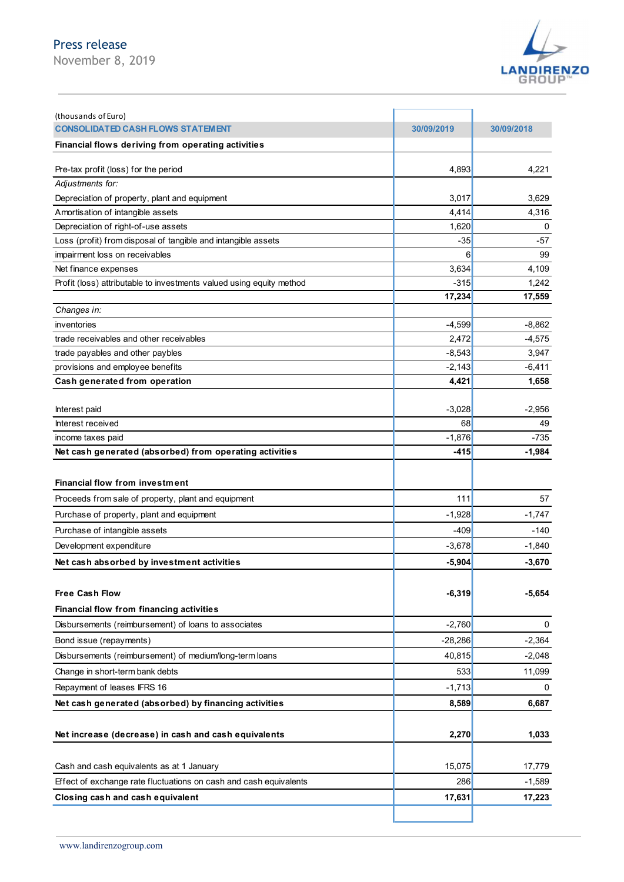(thousands of Euro)

| CONSOLIDATED CASH FLOWS STATEMENT | 30/09/2019 | 30/09/2018 |
|---|---|---|
| **Financial flows deriving from operating activities** | | |
| Pre-tax profit (loss) for the period | 4,893 | 4,221 |
| *Adjustments for:* | | |
| Depreciation of property, plant and equipment | 3,017 | 3,629 |
| Amortisation of intangible assets | 4,414 | 4,316 |
| Depreciation of right-of-use assets | 1,620 | 0 |
| Loss (profit) from disposal of tangible and intangible assets | -35 | -57 |
| impairment loss on receivables | 6 | 99 |
| Net finance expenses | 3,634 | 4,109 |
| Profit (loss) attributable to investments valued using equity method | -315 | 1,242 |
| | **17,234** | **17,559** |
| *Changes in:* | | |
| inventories | -4,599 | -8,862 |
| trade receivables and other receivables | 2,472 | -4,575 |
| trade payables and other paybles | -8,543 | 3,947 |
| provisions and employee benefits | -2,143 | -6,411 |
| **Cash generated from operation** | **4,421** | **1,658** |
| Interest paid | -3,028 | -2,956 |
| Interest received | 68 | 49 |
| income taxes paid | -1,876 | -735 |
| **Net cash generated (absorbed) from operating activities** | **-415** | **-1,984** |
| **Financial flow from investment** | | |
| Proceeds from sale of property, plant and equipment | 111 | 57 |
| Purchase of property, plant and equipment | -1,928 | -1,747 |
| Purchase of intangible assets | -409 | -140 |
| Development expenditure | -3,678 | -1,840 |
| **Net cash absorbed by investment activities** | **-5,904** | **-3,670** |
| **Free Cash Flow** | **-6,319** | **-5,654** |
| **Financial flow from financing activities** | | |
| Disbursements (reimbursement) of loans to associates | -2,760 | 0 |
| Bond issue (repayments) | -28,286 | -2,364 |
| Disbursements (reimbursement) of medium/long-term loans | 40,815 | -2,048 |
| Change in short-term bank debts | 533 | 11,099 |
| Repayment of leases IFRS 16 | -1,713 | 0 |
| **Net cash generated (absorbed) by financing activities** | **8,589** | **6,687** |
| **Net increase (decrease) in cash and cash equivalents** | **2,270** | **1,033** |
| Cash and cash equivalents as at 1 January | 15,075 | 17,779 |
| Effect of exchange rate fluctuations on cash and cash equivalents | 286 | -1,589 |
| **Closing cash and cash equivalent** | **17,631** | **17,223** |